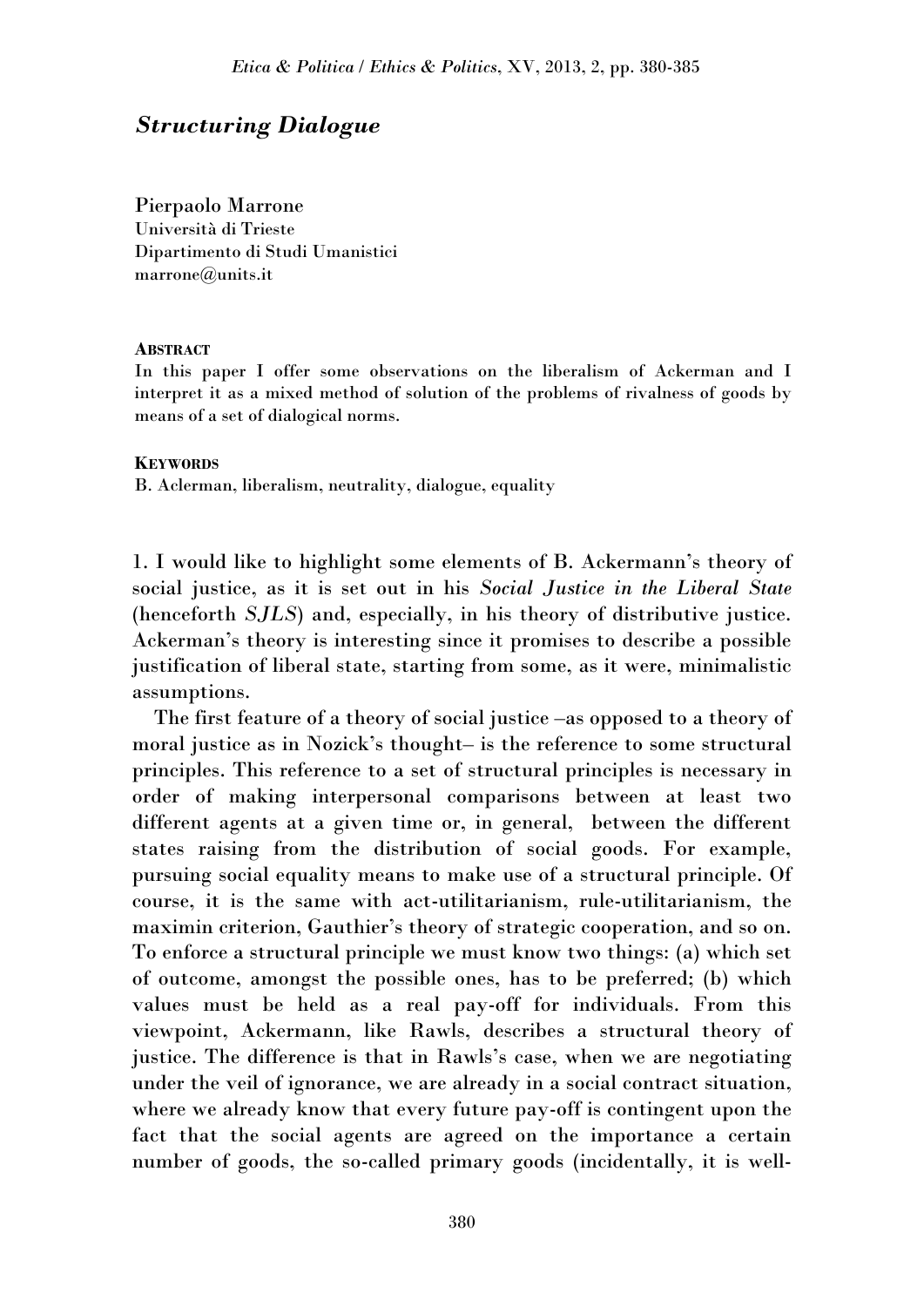# *Structuring Dialogue*

Pierpaolo Marrone
Università di Trieste
Dipartimento di Studi Umanistici
marrone@units.it

**ABSTRACT**
In this paper I offer some observations on the liberalism of Ackerman and I interpret it as a mixed method of solution of the problems of rivalness of goods by means of a set of dialogical norms.

**KEYWORDS**
B. Aclerman, liberalism, neutrality, dialogue, equality

1. I would like to highlight some elements of B. Ackermann's theory of social justice, as it is set out in his *Social Justice in the Liberal State* (henceforth *SJLS*) and, especially, in his theory of distributive justice. Ackerman's theory is interesting since it promises to describe a possible justification of liberal state, starting from some, as it were, minimalistic assumptions.

The first feature of a theory of social justice –as opposed to a theory of moral justice as in Nozick's thought– is the reference to some structural principles. This reference to a set of structural principles is necessary in order of making interpersonal comparisons between at least two different agents at a given time or, in general, between the different states raising from the distribution of social goods. For example, pursuing social equality means to make use of a structural principle. Of course, it is the same with act-utilitarianism, rule-utilitarianism, the maximin criterion, Gauthier's theory of strategic cooperation, and so on. To enforce a structural principle we must know two things: (a) which set of outcome, amongst the possible ones, has to be preferred; (b) which values must be held as a real pay-off for individuals. From this viewpoint, Ackermann, like Rawls, describes a structural theory of justice. The difference is that in Rawls's case, when we are negotiating under the veil of ignorance, we are already in a social contract situation, where we already know that every future pay-off is contingent upon the fact that the social agents are agreed on the importance a certain number of goods, the so-called primary goods (incidentally, it is well-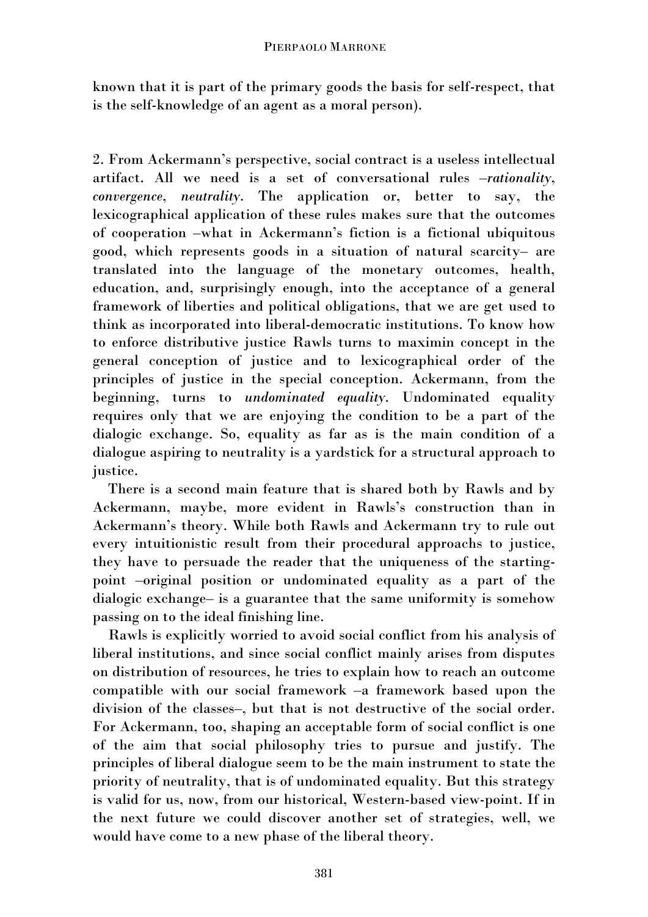known that it is part of the primary goods the basis for self-respect, that is the self-knowledge of an agent as a moral person).

2. From Ackermann's perspective, social contract is a useless intellectual artifact. All we need is a set of conversational rules –*rationality*, *convergence*, *neutrality*. The application or, better to say, the lexicographical application of these rules makes sure that the outcomes of cooperation –what in Ackermann's fiction is a fictional ubiquitous good, which represents goods in a situation of natural scarcity– are translated into the language of the monetary outcomes, health, education, and, surprisingly enough, into the acceptance of a general framework of liberties and political obligations, that we are get used to think as incorporated into liberal-democratic institutions. To know how to enforce distributive justice Rawls turns to maximin concept in the general conception of justice and to lexicographical order of the principles of justice in the special conception. Ackermann, from the beginning, turns to *undominated equality*. Undominated equality requires only that we are enjoying the condition to be a part of the dialogic exchange. So, equality as far as is the main condition of a dialogue aspiring to neutrality is a yardstick for a structural approach to justice.

There is a second main feature that is shared both by Rawls and by Ackermann, maybe, more evident in Rawls's construction than in Ackermann's theory. While both Rawls and Ackermann try to rule out every intuitionistic result from their procedural approachs to justice, they have to persuade the reader that the uniqueness of the starting-point –original position or undominated equality as a part of the dialogic exchange– is a guarantee that the same uniformity is somehow passing on to the ideal finishing line.

Rawls is explicitly worried to avoid social conflict from his analysis of liberal institutions, and since social conflict mainly arises from disputes on distribution of resources, he tries to explain how to reach an outcome compatible with our social framework –a framework based upon the division of the classes–, but that is not destructive of the social order. For Ackermann, too, shaping an acceptable form of social conflict is one of the aim that social philosophy tries to pursue and justify. The principles of liberal dialogue seem to be the main instrument to state the priority of neutrality, that is of undominated equality. But this strategy is valid for us, now, from our historical, Western-based view-point. If in the next future we could discover another set of strategies, well, we would have come to a new phase of the liberal theory.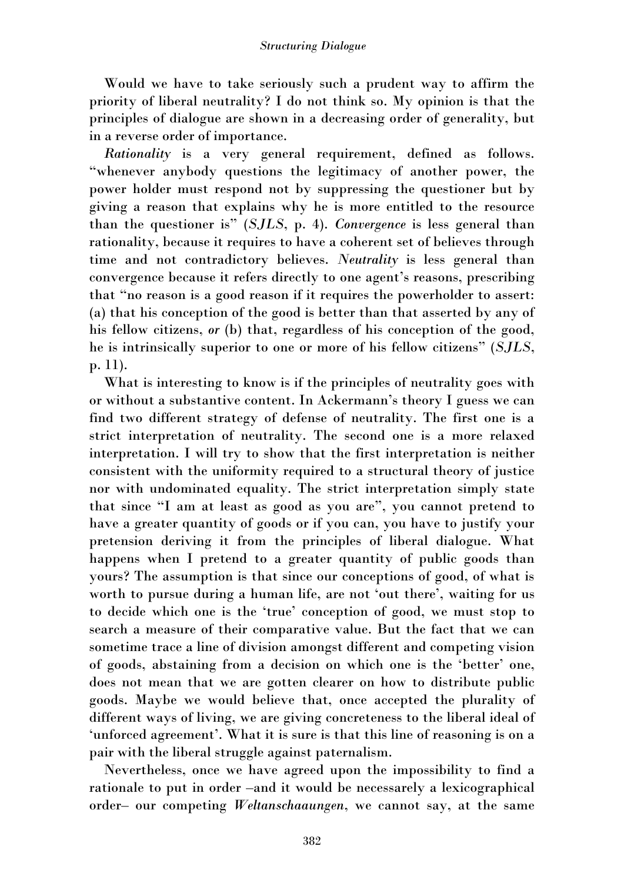Would we have to take seriously such a prudent way to affirm the priority of liberal neutrality? I do not think so. My opinion is that the principles of dialogue are shown in a decreasing order of generality, but in a reverse order of importance.

*Rationality* is a very general requirement, defined as follows. "whenever anybody questions the legitimacy of another power, the power holder must respond not by suppressing the questioner but by giving a reason that explains why he is more entitled to the resource than the questioner is" (*SJLS*, p. 4). *Convergence* is less general than rationality, because it requires to have a coherent set of believes through time and not contradictory believes. *Neutrality* is less general than convergence because it refers directly to one agent's reasons, prescribing that "no reason is a good reason if it requires the powerholder to assert: (a) that his conception of the good is better than that asserted by any of his fellow citizens, ***or*** (b) that, regardless of his conception of the good, he is intrinsically superior to one or more of his fellow citizens" (*SJLS*, p. 11).

What is interesting to know is if the principles of neutrality goes with or without a substantive content. In Ackermann's theory I guess we can find two different strategy of defense of neutrality. The first one is a strict interpretation of neutrality. The second one is a more relaxed interpretation. I will try to show that the first interpretation is neither consistent with the uniformity required to a structural theory of justice nor with undominated equality. The strict interpretation simply state that since "I am at least as good as you are", you cannot pretend to have a greater quantity of goods or if you can, you have to justify your pretension deriving it from the principles of liberal dialogue. What happens when I pretend to a greater quantity of public goods than yours? The assumption is that since our conceptions of good, of what is worth to pursue during a human life, are not 'out there', waiting for us to decide which one is the 'true' conception of good, we must stop to search a measure of their comparative value. But the fact that we can sometime trace a line of division amongst different and competing vision of goods, abstaining from a decision on which one is the 'better' one, does not mean that we are gotten clearer on how to distribute public goods. Maybe we would believe that, once accepted the plurality of different ways of living, we are giving concreteness to the liberal ideal of 'unforced agreement'. What it is sure is that this line of reasoning is on a pair with the liberal struggle against paternalism.

Nevertheless, once we have agreed upon the impossibility to find a rationale to put in order –and it would be necessarely a lexicographical order– our competing *Weltanschaaungen*, we cannot say, at the same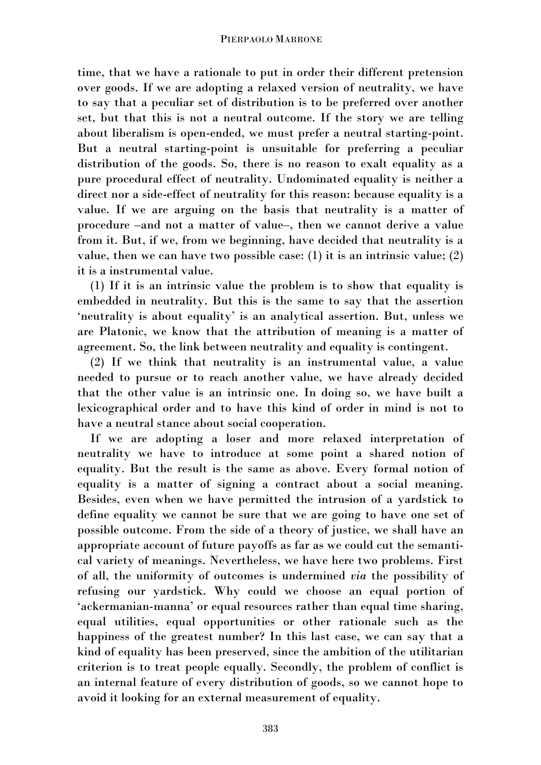time, that we have a rationale to put in order their different pretension over goods. If we are adopting a relaxed version of neutrality, we have to say that a peculiar set of distribution is to be preferred over another set, but that this is not a neutral outcome. If the story we are telling about liberalism is open-ended, we must prefer a neutral starting-point. But a neutral starting-point is unsuitable for preferring a peculiar distribution of the goods. So, there is no reason to exalt equality as a pure procedural effect of neutrality. Undominated equality is neither a direct nor a side-effect of neutrality for this reason: because equality is a value. If we are arguing on the basis that neutrality is a matter of procedure –and not a matter of value–, then we cannot derive a value from it. But, if we, from we beginning, have decided that neutrality is a value, then we can have two possible case: (1) it is an intrinsic value; (2) it is a instrumental value.

(1) If it is an intrinsic value the problem is to show that equality is embedded in neutrality. But this is the same to say that the assertion 'neutrality is about equality' is an analytical assertion. But, unless we are Platonic, we know that the attribution of meaning is a matter of agreement. So, the link between neutrality and equality is contingent.

(2) If we think that neutrality is an instrumental value, a value needed to pursue or to reach another value, we have already decided that the other value is an intrinsic one. In doing so, we have built a lexicographical order and to have this kind of order in mind is not to have a neutral stance about social cooperation.

If we are adopting a loser and more relaxed interpretation of neutrality we have to introduce at some point a shared notion of equality. But the result is the same as above. Every formal notion of equality is a matter of signing a contract about a social meaning. Besides, even when we have permitted the intrusion of a yardstick to define equality we cannot be sure that we are going to have one set of possible outcome. From the side of a theory of justice, we shall have an appropriate account of future payoffs as far as we could cut the semantical variety of meanings. Nevertheless, we have here two problems. First of all, the uniformity of outcomes is undermined *via* the possibility of refusing our yardstick. Why could we choose an equal portion of 'ackermanian-manna' or equal resources rather than equal time sharing, equal utilities, equal opportunities or other rationale such as the happiness of the greatest number? In this last case, we can say that a kind of equality has been preserved, since the ambition of the utilitarian criterion is to treat people equally. Secondly, the problem of conflict is an internal feature of every distribution of goods, so we cannot hope to avoid it looking for an external measurement of equality.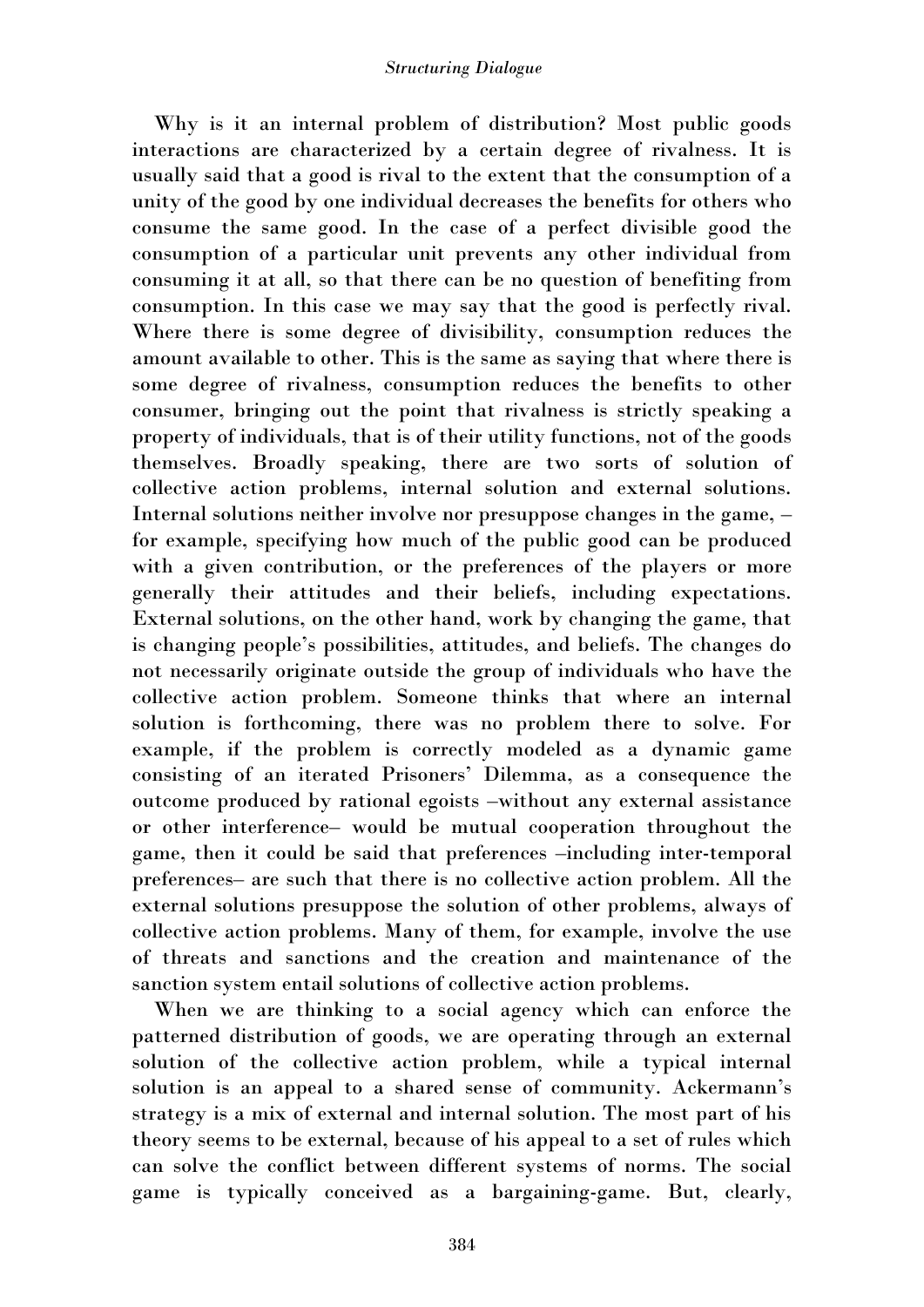Why is it an internal problem of distribution? Most public goods interactions are characterized by a certain degree of rivalness. It is usually said that a good is rival to the extent that the consumption of a unity of the good by one individual decreases the benefits for others who consume the same good. In the case of a perfect divisible good the consumption of a particular unit prevents any other individual from consuming it at all, so that there can be no question of benefiting from consumption. In this case we may say that the good is perfectly rival. Where there is some degree of divisibility, consumption reduces the amount available to other. This is the same as saying that where there is some degree of rivalness, consumption reduces the benefits to other consumer, bringing out the point that rivalness is strictly speaking a property of individuals, that is of their utility functions, not of the goods themselves. Broadly speaking, there are two sorts of solution of collective action problems, internal solution and external solutions. Internal solutions neither involve nor presuppose changes in the game, – for example, specifying how much of the public good can be produced with a given contribution, or the preferences of the players or more generally their attitudes and their beliefs, including expectations. External solutions, on the other hand, work by changing the game, that is changing people's possibilities, attitudes, and beliefs. The changes do not necessarily originate outside the group of individuals who have the collective action problem. Someone thinks that where an internal solution is forthcoming, there was no problem there to solve. For example, if the problem is correctly modeled as a dynamic game consisting of an iterated Prisoners' Dilemma, as a consequence the outcome produced by rational egoists –without any external assistance or other interference– would be mutual cooperation throughout the game, then it could be said that preferences –including inter-temporal preferences– are such that there is no collective action problem. All the external solutions presuppose the solution of other problems, always of collective action problems. Many of them, for example, involve the use of threats and sanctions and the creation and maintenance of the sanction system entail solutions of collective action problems.

When we are thinking to a social agency which can enforce the patterned distribution of goods, we are operating through an external solution of the collective action problem, while a typical internal solution is an appeal to a shared sense of community. Ackermann's strategy is a mix of external and internal solution. The most part of his theory seems to be external, because of his appeal to a set of rules which can solve the conflict between different systems of norms. The social game is typically conceived as a bargaining-game. But, clearly,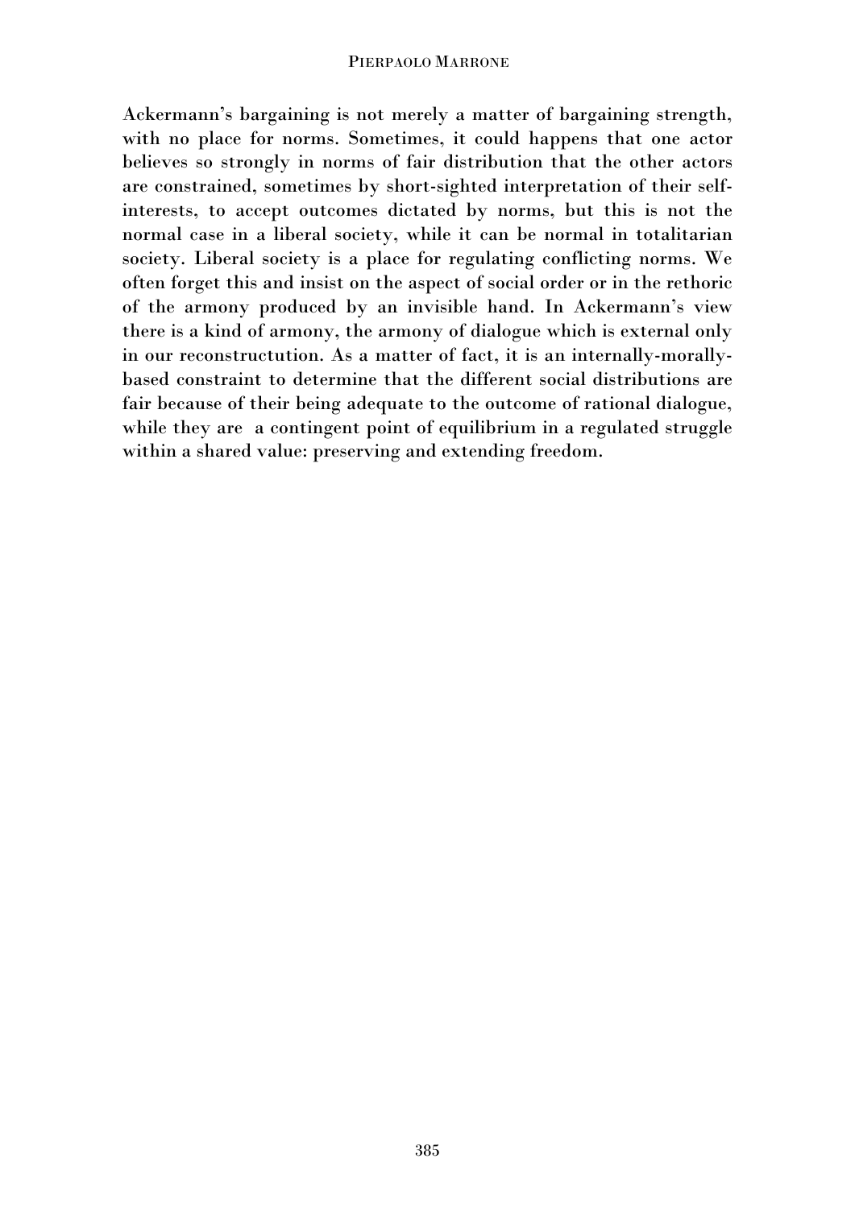Ackermann's bargaining is not merely a matter of bargaining strength, with no place for norms. Sometimes, it could happens that one actor believes so strongly in norms of fair distribution that the other actors are constrained, sometimes by short-sighted interpretation of their self-interests, to accept outcomes dictated by norms, but this is not the normal case in a liberal society, while it can be normal in totalitarian society. Liberal society is a place for regulating conflicting norms. We often forget this and insist on the aspect of social order or in the rethoric of the armony produced by an invisible hand. In Ackermann's view there is a kind of armony, the armony of dialogue which is external only in our reconstructution. As a matter of fact, it is an internally-morally-based constraint to determine that the different social distributions are fair because of their being adequate to the outcome of rational dialogue, while they are a contingent point of equilibrium in a regulated struggle within a shared value: preserving and extending freedom.